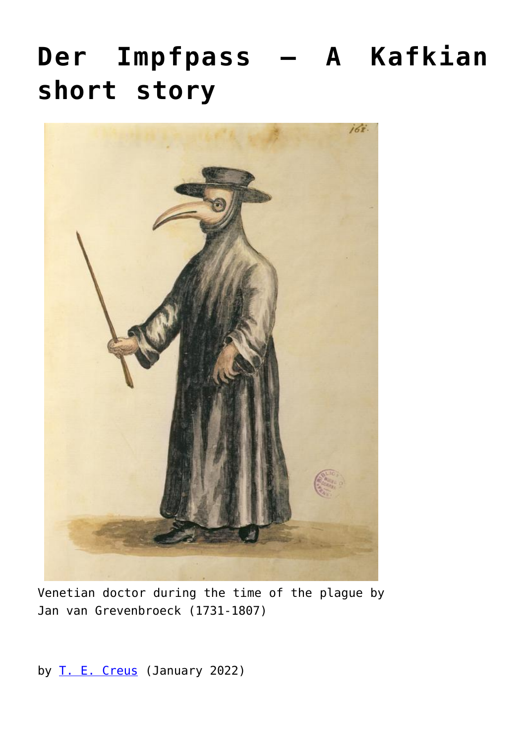# Der Impfpass — A Kafkian short story

Venetian doctor during the time of the plague by Jan van Grevenbroeck (1731-1807)

by [T. E. Creus](T. E. Creus) (January 2022)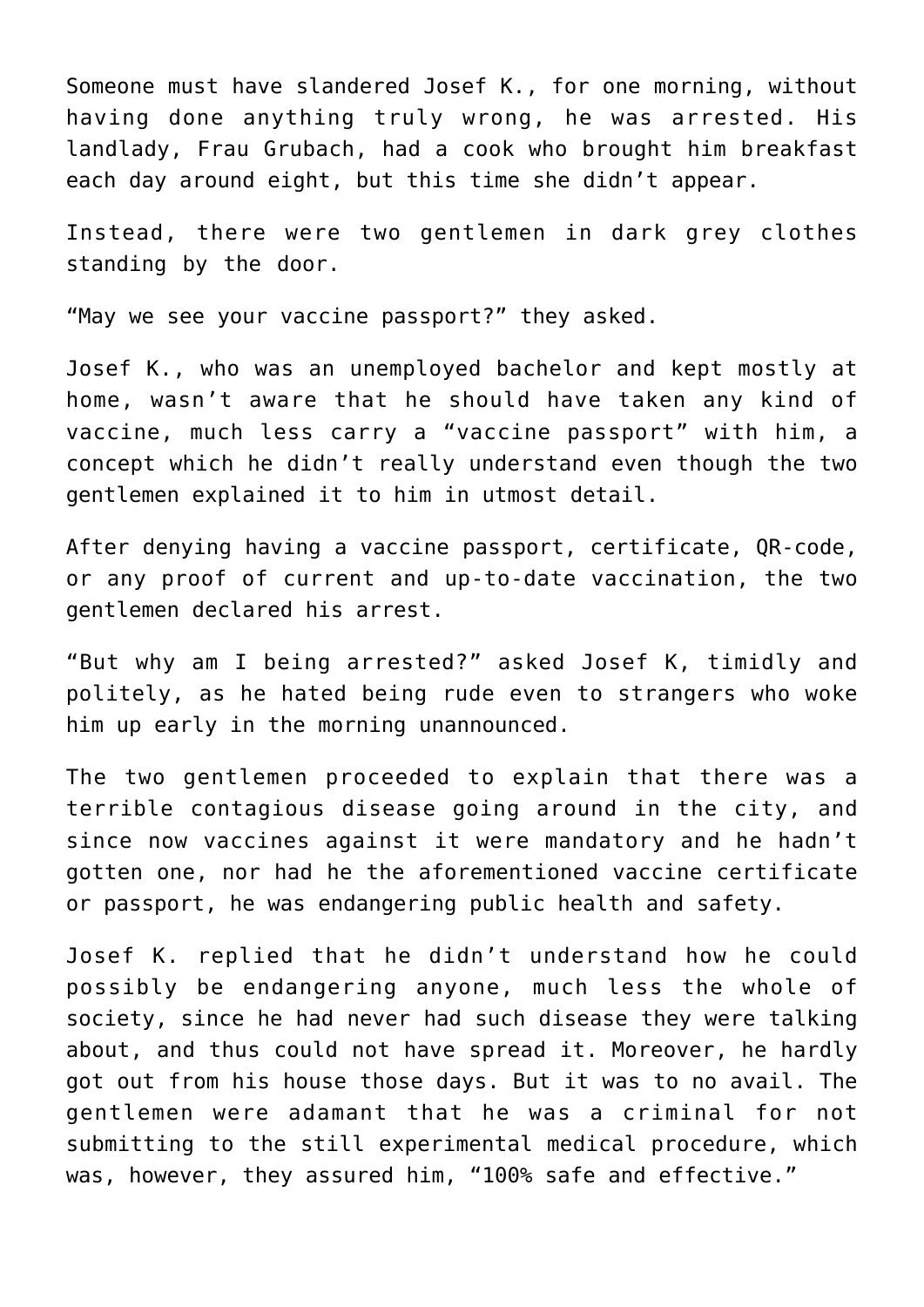Someone must have slandered Josef K., for one morning, without having done anything truly wrong, he was arrested. His landlady, Frau Grubach, had a cook who brought him breakfast each day around eight, but this time she didn't appear.

Instead, there were two gentlemen in dark grey clothes standing by the door.

"May we see your vaccine passport?" they asked.

Josef K., who was an unemployed bachelor and kept mostly at home, wasn't aware that he should have taken any kind of vaccine, much less carry a "vaccine passport" with him, a concept which he didn't really understand even though the two gentlemen explained it to him in utmost detail.

After denying having a vaccine passport, certificate, QR-code, or any proof of current and up-to-date vaccination, the two gentlemen declared his arrest.

"But why am I being arrested?" asked Josef K, timidly and politely, as he hated being rude even to strangers who woke him up early in the morning unannounced.

The two gentlemen proceeded to explain that there was a terrible contagious disease going around in the city, and since now vaccines against it were mandatory and he hadn't gotten one, nor had he the aforementioned vaccine certificate or passport, he was endangering public health and safety.

Josef K. replied that he didn't understand how he could possibly be endangering anyone, much less the whole of society, since he had never had such disease they were talking about, and thus could not have spread it. Moreover, he hardly got out from his house those days. But it was to no avail. The gentlemen were adamant that he was a criminal for not submitting to the still experimental medical procedure, which was, however, they assured him, "100% safe and effective."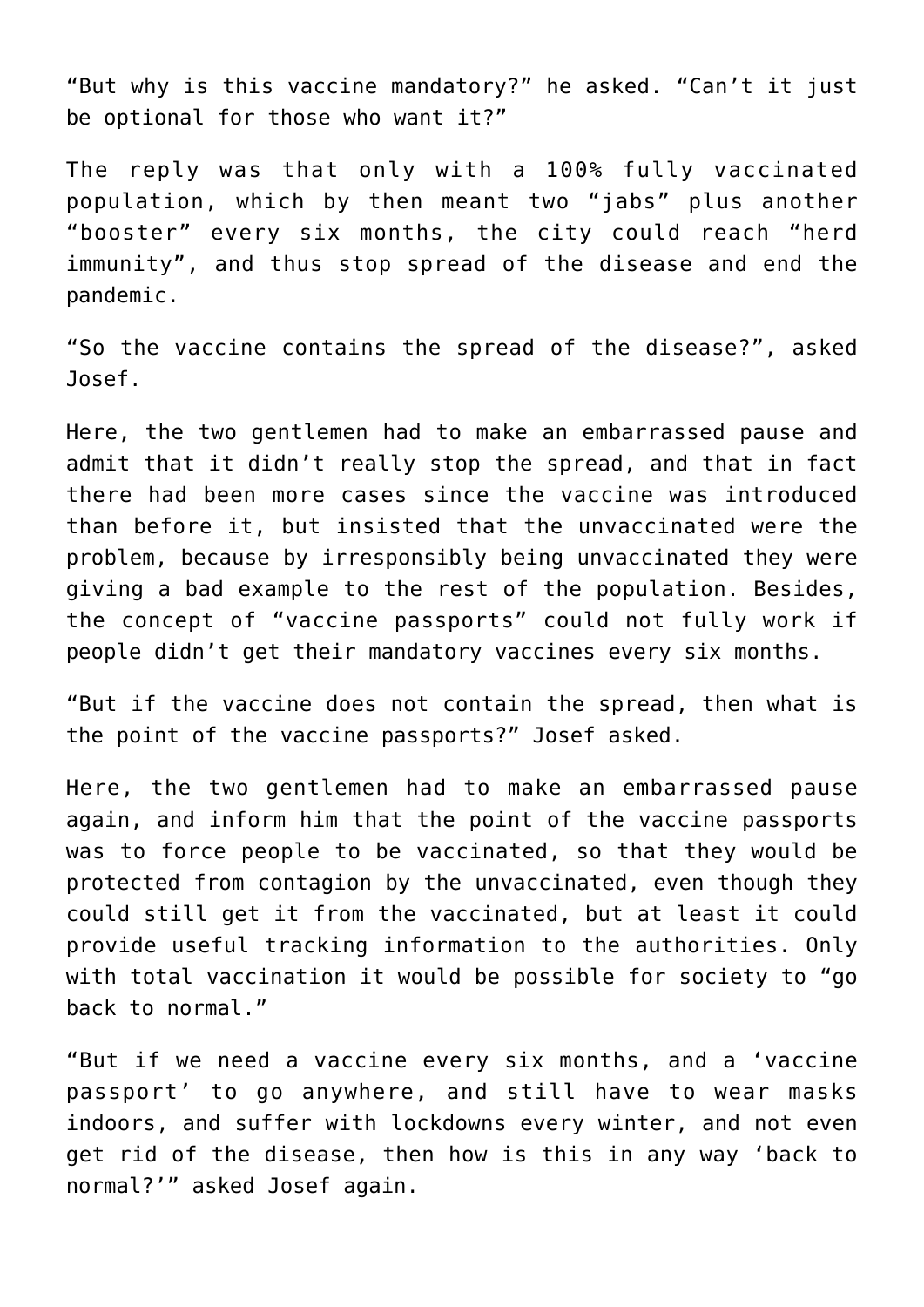“But why is this vaccine mandatory?” he asked. “Can’t it just be optional for those who want it?”

The reply was that only with a 100% fully vaccinated population, which by then meant two “jabs” plus another “booster” every six months, the city could reach “herd immunity”, and thus stop spread of the disease and end the pandemic.

“So the vaccine contains the spread of the disease?”, asked Josef.

Here, the two gentlemen had to make an embarrassed pause and admit that it didn’t really stop the spread, and that in fact there had been more cases since the vaccine was introduced than before it, but insisted that the unvaccinated were the problem, because by irresponsibly being unvaccinated they were giving a bad example to the rest of the population. Besides, the concept of “vaccine passports” could not fully work if people didn’t get their mandatory vaccines every six months.

“But if the vaccine does not contain the spread, then what is the point of the vaccine passports?” Josef asked.

Here, the two gentlemen had to make an embarrassed pause again, and inform him that the point of the vaccine passports was to force people to be vaccinated, so that they would be protected from contagion by the unvaccinated, even though they could still get it from the vaccinated, but at least it could provide useful tracking information to the authorities. Only with total vaccination it would be possible for society to “go back to normal.”

“But if we need a vaccine every six months, and a ‘vaccine passport’ to go anywhere, and still have to wear masks indoors, and suffer with lockdowns every winter, and not even get rid of the disease, then how is this in any way ‘back to normal?’” asked Josef again.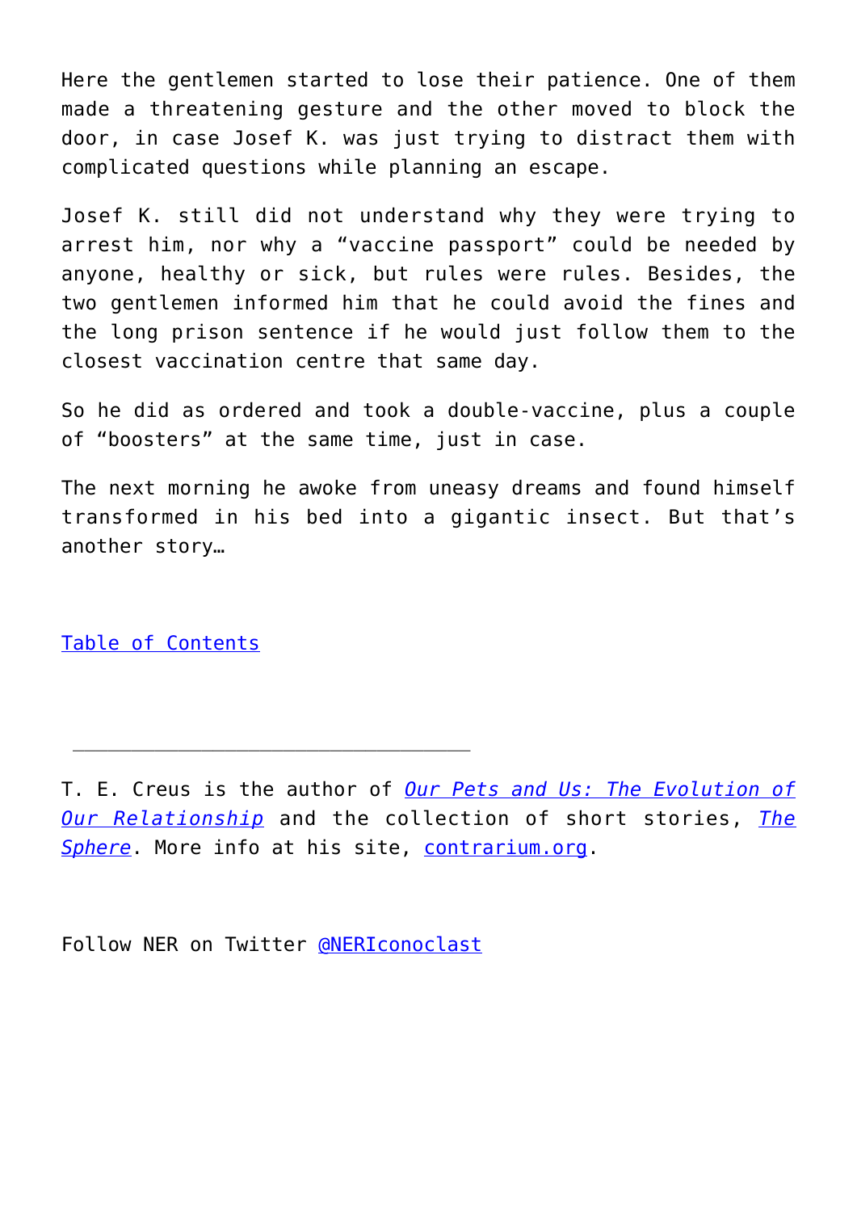Here the gentlemen started to lose their patience. One of them made a threatening gesture and the other moved to block the door, in case Josef K. was just trying to distract them with complicated questions while planning an escape.

Josef K. still did not understand why they were trying to arrest him, nor why a "vaccine passport" could be needed by anyone, healthy or sick, but rules were rules. Besides, the two gentlemen informed him that he could avoid the fines and the long prison sentence if he would just follow them to the closest vaccination centre that same day.

So he did as ordered and took a double-vaccine, plus a couple of "boosters" at the same time, just in case.

The next morning he awoke from uneasy dreams and found himself transformed in his bed into a gigantic insect. But that's another story…

Table of Contents

---

T. E. Creus is the author of *Our Pets and Us: The Evolution of Our Relationship* and the collection of short stories, *The Sphere*. More info at his site, contrarium.org.

Follow NER on Twitter @NERIconoclast